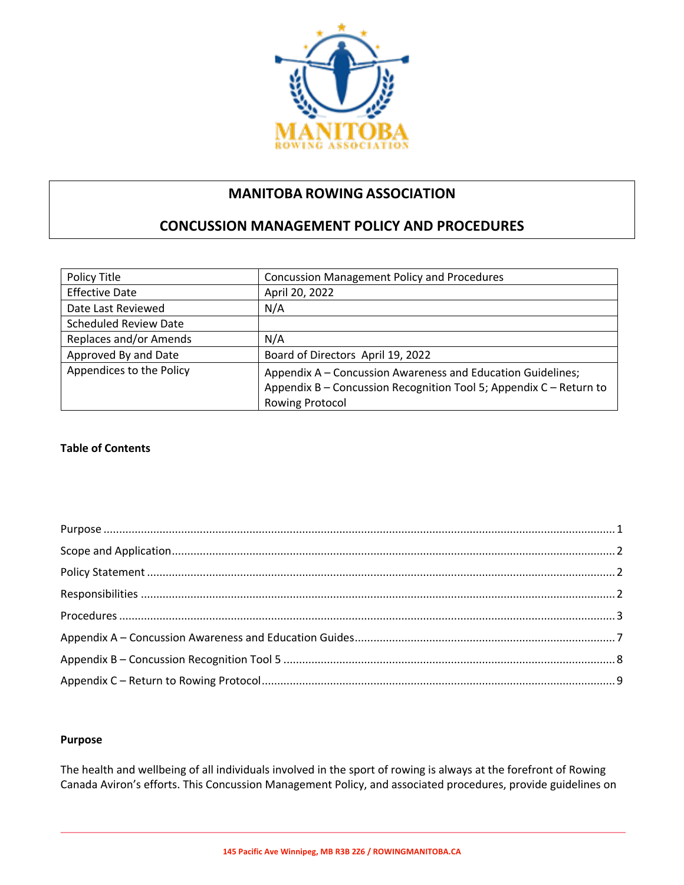# MANITOBA ROWING ASSOCIATION

## CONCUSSION MANAGEMENT POLICY AND PROCEDURES

| Policy Title | Concussion Management Policy and Procedures |
|---|---|
| Effective Date | April 20, 2022 |
| Date Last Reviewed | N/A |
| Scheduled Review Date | |
| Replaces and/or Amends | N/A |
| Approved By and Date | Board of Directors April 19, 2022 |
| Appendices to the Policy | Appendix A – Concussion Awareness and Education Guidelines; Appendix B – Concussion Recognition Tool 5; Appendix C – Return to Rowing Protocol |

**Table of Contents**

Purpose .......... 1
Scope and Application .......... 2
Policy Statement .......... 2
Responsibilities .......... 2
Procedures .......... 3
Appendix A – Concussion Awareness and Education Guides .......... 7
Appendix B – Concussion Recognition Tool 5 .......... 8
Appendix C – Return to Rowing Protocol .......... 9

**Purpose**

The health and wellbeing of all individuals involved in the sport of rowing is always at the forefront of Rowing Canada Aviron's efforts. This Concussion Management Policy, and associated procedures, provide guidelines on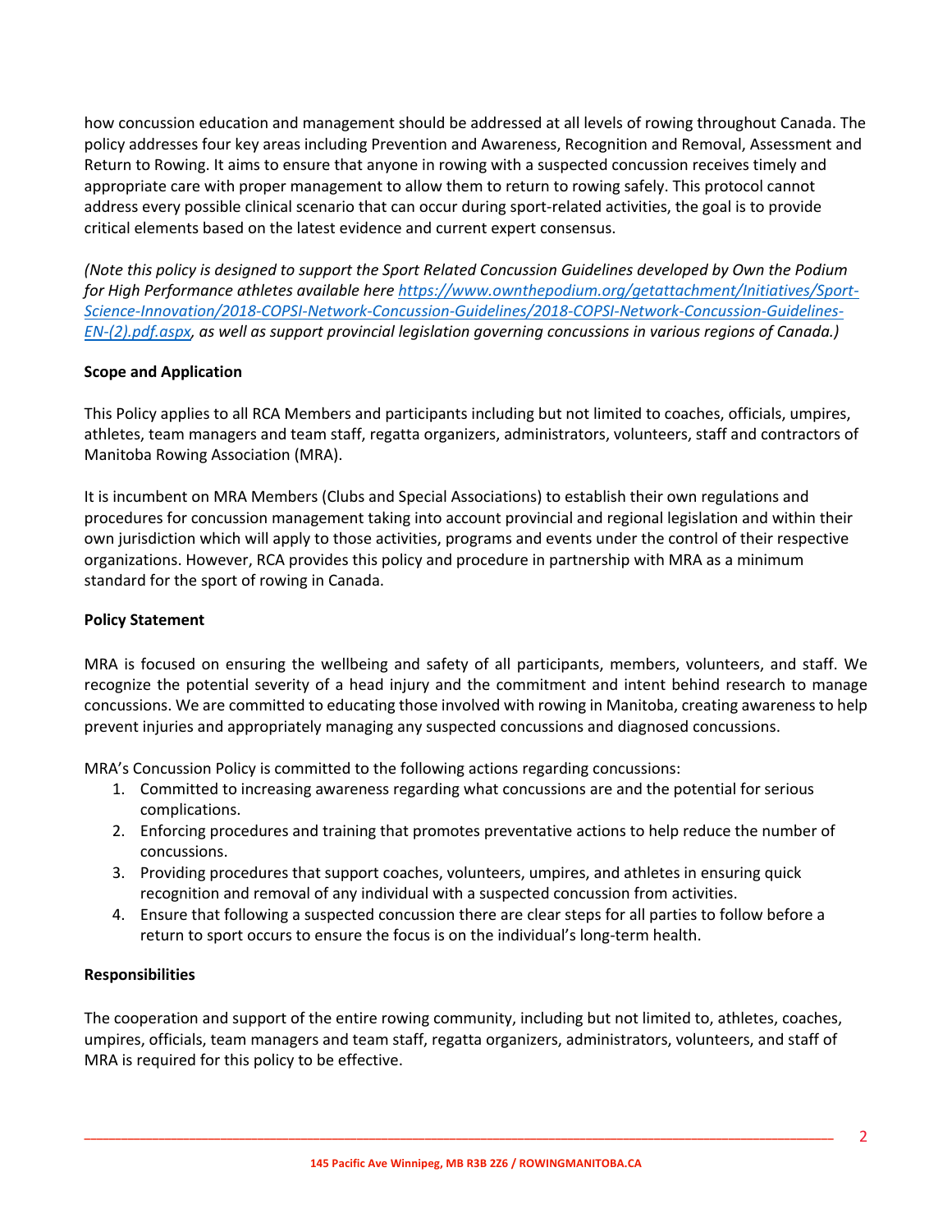how concussion education and management should be addressed at all levels of rowing throughout Canada. The policy addresses four key areas including Prevention and Awareness, Recognition and Removal, Assessment and Return to Rowing. It aims to ensure that anyone in rowing with a suspected concussion receives timely and appropriate care with proper management to allow them to return to rowing safely. This protocol cannot address every possible clinical scenario that can occur during sport-related activities, the goal is to provide critical elements based on the latest evidence and current expert consensus.

*(Note this policy is designed to support the Sport Related Concussion Guidelines developed by Own the Podium for High Performance athletes available here [https://www.ownthepodium.org/getattachment/Initiatives/Sport-Science-Innovation/2018-COPSI-Network-Concussion-Guidelines/2018-COPSI-Network-Concussion-Guidelines-EN-(2).pdf.aspx](https://www.ownthepodium.org/getattachment/Initiatives/Sport-Science-Innovation/2018-COPSI-Network-Concussion-Guidelines/2018-COPSI-Network-Concussion-Guidelines-EN-(2).pdf.aspx), as well as support provincial legislation governing concussions in various regions of Canada.)*

**Scope and Application**

This Policy applies to all RCA Members and participants including but not limited to coaches, officials, umpires, athletes, team managers and team staff, regatta organizers, administrators, volunteers, staff and contractors of Manitoba Rowing Association (MRA).

It is incumbent on MRA Members (Clubs and Special Associations) to establish their own regulations and procedures for concussion management taking into account provincial and regional legislation and within their own jurisdiction which will apply to those activities, programs and events under the control of their respective organizations. However, RCA provides this policy and procedure in partnership with MRA as a minimum standard for the sport of rowing in Canada.

**Policy Statement**

MRA is focused on ensuring the wellbeing and safety of all participants, members, volunteers, and staff. We recognize the potential severity of a head injury and the commitment and intent behind research to manage concussions. We are committed to educating those involved with rowing in Manitoba, creating awareness to help prevent injuries and appropriately managing any suspected concussions and diagnosed concussions.

MRA's Concussion Policy is committed to the following actions regarding concussions:

1. Committed to increasing awareness regarding what concussions are and the potential for serious complications.
2. Enforcing procedures and training that promotes preventative actions to help reduce the number of concussions.
3. Providing procedures that support coaches, volunteers, umpires, and athletes in ensuring quick recognition and removal of any individual with a suspected concussion from activities.
4. Ensure that following a suspected concussion there are clear steps for all parties to follow before a return to sport occurs to ensure the focus is on the individual's long-term health.

**Responsibilities**

The cooperation and support of the entire rowing community, including but not limited to, athletes, coaches, umpires, officials, team managers and team staff, regatta organizers, administrators, volunteers, and staff of MRA is required for this policy to be effective.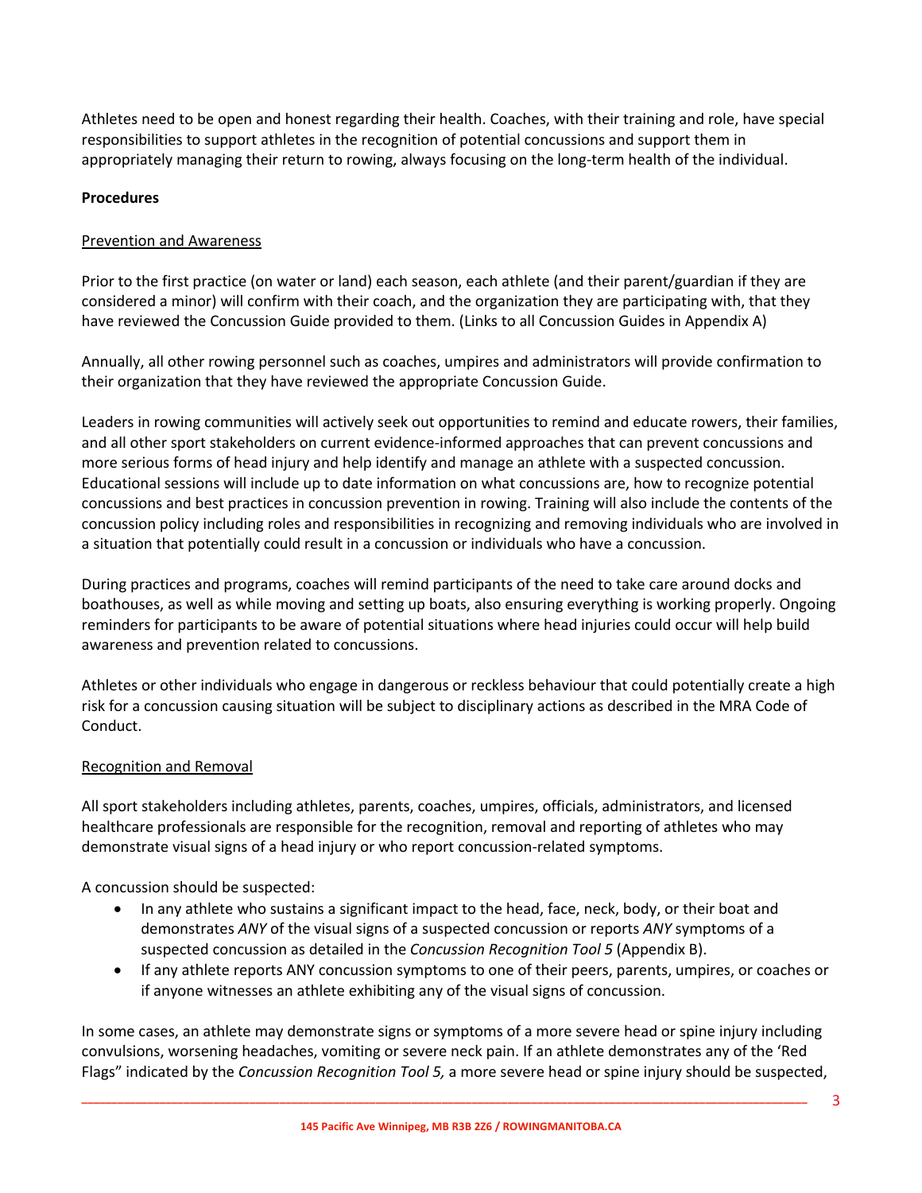Athletes need to be open and honest regarding their health. Coaches, with their training and role, have special responsibilities to support athletes in the recognition of potential concussions and support them in appropriately managing their return to rowing, always focusing on the long-term health of the individual.

**Procedures**

Prevention and Awareness

Prior to the first practice (on water or land) each season, each athlete (and their parent/guardian if they are considered a minor) will confirm with their coach, and the organization they are participating with, that they have reviewed the Concussion Guide provided to them. (Links to all Concussion Guides in Appendix A)

Annually, all other rowing personnel such as coaches, umpires and administrators will provide confirmation to their organization that they have reviewed the appropriate Concussion Guide.

Leaders in rowing communities will actively seek out opportunities to remind and educate rowers, their families, and all other sport stakeholders on current evidence-informed approaches that can prevent concussions and more serious forms of head injury and help identify and manage an athlete with a suspected concussion. Educational sessions will include up to date information on what concussions are, how to recognize potential concussions and best practices in concussion prevention in rowing. Training will also include the contents of the concussion policy including roles and responsibilities in recognizing and removing individuals who are involved in a situation that potentially could result in a concussion or individuals who have a concussion.

During practices and programs, coaches will remind participants of the need to take care around docks and boathouses, as well as while moving and setting up boats, also ensuring everything is working properly. Ongoing reminders for participants to be aware of potential situations where head injuries could occur will help build awareness and prevention related to concussions.

Athletes or other individuals who engage in dangerous or reckless behaviour that could potentially create a high risk for a concussion causing situation will be subject to disciplinary actions as described in the MRA Code of Conduct.

Recognition and Removal

All sport stakeholders including athletes, parents, coaches, umpires, officials, administrators, and licensed healthcare professionals are responsible for the recognition, removal and reporting of athletes who may demonstrate visual signs of a head injury or who report concussion-related symptoms.

A concussion should be suspected:

- In any athlete who sustains a significant impact to the head, face, neck, body, or their boat and demonstrates *ANY* of the visual signs of a suspected concussion or reports *ANY* symptoms of a suspected concussion as detailed in the *Concussion Recognition Tool 5* (Appendix B).
- If any athlete reports ANY concussion symptoms to one of their peers, parents, umpires, or coaches or if anyone witnesses an athlete exhibiting any of the visual signs of concussion.

In some cases, an athlete may demonstrate signs or symptoms of a more severe head or spine injury including convulsions, worsening headaches, vomiting or severe neck pain. If an athlete demonstrates any of the 'Red Flags" indicated by the *Concussion Recognition Tool 5,* a more severe head or spine injury should be suspected,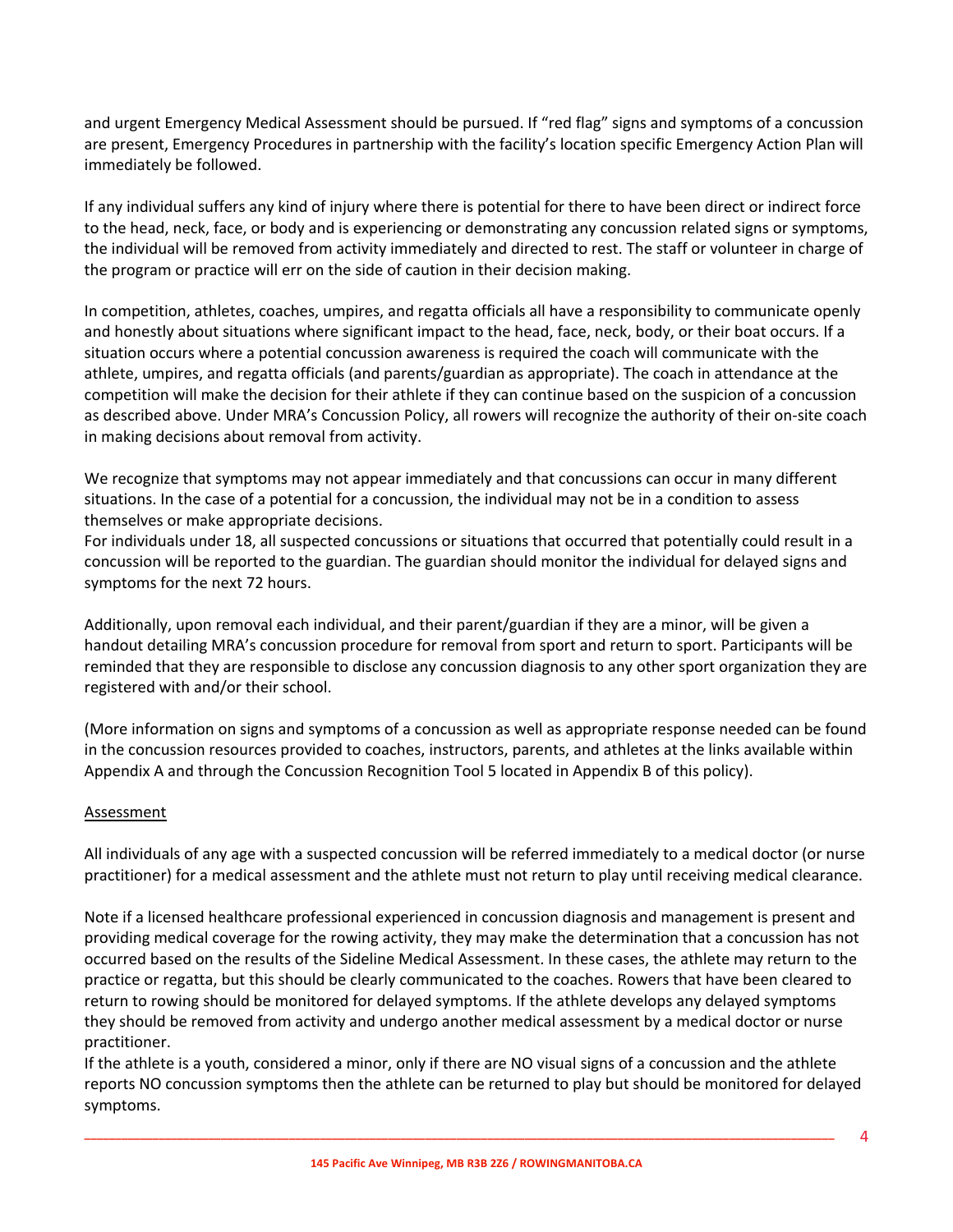and urgent Emergency Medical Assessment should be pursued. If "red flag" signs and symptoms of a concussion are present, Emergency Procedures in partnership with the facility's location specific Emergency Action Plan will immediately be followed.

If any individual suffers any kind of injury where there is potential for there to have been direct or indirect force to the head, neck, face, or body and is experiencing or demonstrating any concussion related signs or symptoms, the individual will be removed from activity immediately and directed to rest. The staff or volunteer in charge of the program or practice will err on the side of caution in their decision making.

In competition, athletes, coaches, umpires, and regatta officials all have a responsibility to communicate openly and honestly about situations where significant impact to the head, face, neck, body, or their boat occurs. If a situation occurs where a potential concussion awareness is required the coach will communicate with the athlete, umpires, and regatta officials (and parents/guardian as appropriate). The coach in attendance at the competition will make the decision for their athlete if they can continue based on the suspicion of a concussion as described above. Under MRA's Concussion Policy, all rowers will recognize the authority of their on-site coach in making decisions about removal from activity.

We recognize that symptoms may not appear immediately and that concussions can occur in many different situations. In the case of a potential for a concussion, the individual may not be in a condition to assess themselves or make appropriate decisions.
For individuals under 18, all suspected concussions or situations that occurred that potentially could result in a concussion will be reported to the guardian. The guardian should monitor the individual for delayed signs and symptoms for the next 72 hours.

Additionally, upon removal each individual, and their parent/guardian if they are a minor, will be given a handout detailing MRA's concussion procedure for removal from sport and return to sport. Participants will be reminded that they are responsible to disclose any concussion diagnosis to any other sport organization they are registered with and/or their school.

(More information on signs and symptoms of a concussion as well as appropriate response needed can be found in the concussion resources provided to coaches, instructors, parents, and athletes at the links available within Appendix A and through the Concussion Recognition Tool 5 located in Appendix B of this policy).

<u>Assessment</u>

All individuals of any age with a suspected concussion will be referred immediately to a medical doctor (or nurse practitioner) for a medical assessment and the athlete must not return to play until receiving medical clearance.

Note if a licensed healthcare professional experienced in concussion diagnosis and management is present and providing medical coverage for the rowing activity, they may make the determination that a concussion has not occurred based on the results of the Sideline Medical Assessment. In these cases, the athlete may return to the practice or regatta, but this should be clearly communicated to the coaches. Rowers that have been cleared to return to rowing should be monitored for delayed symptoms. If the athlete develops any delayed symptoms they should be removed from activity and undergo another medical assessment by a medical doctor or nurse practitioner.
If the athlete is a youth, considered a minor, only if there are NO visual signs of a concussion and the athlete reports NO concussion symptoms then the athlete can be returned to play but should be monitored for delayed symptoms.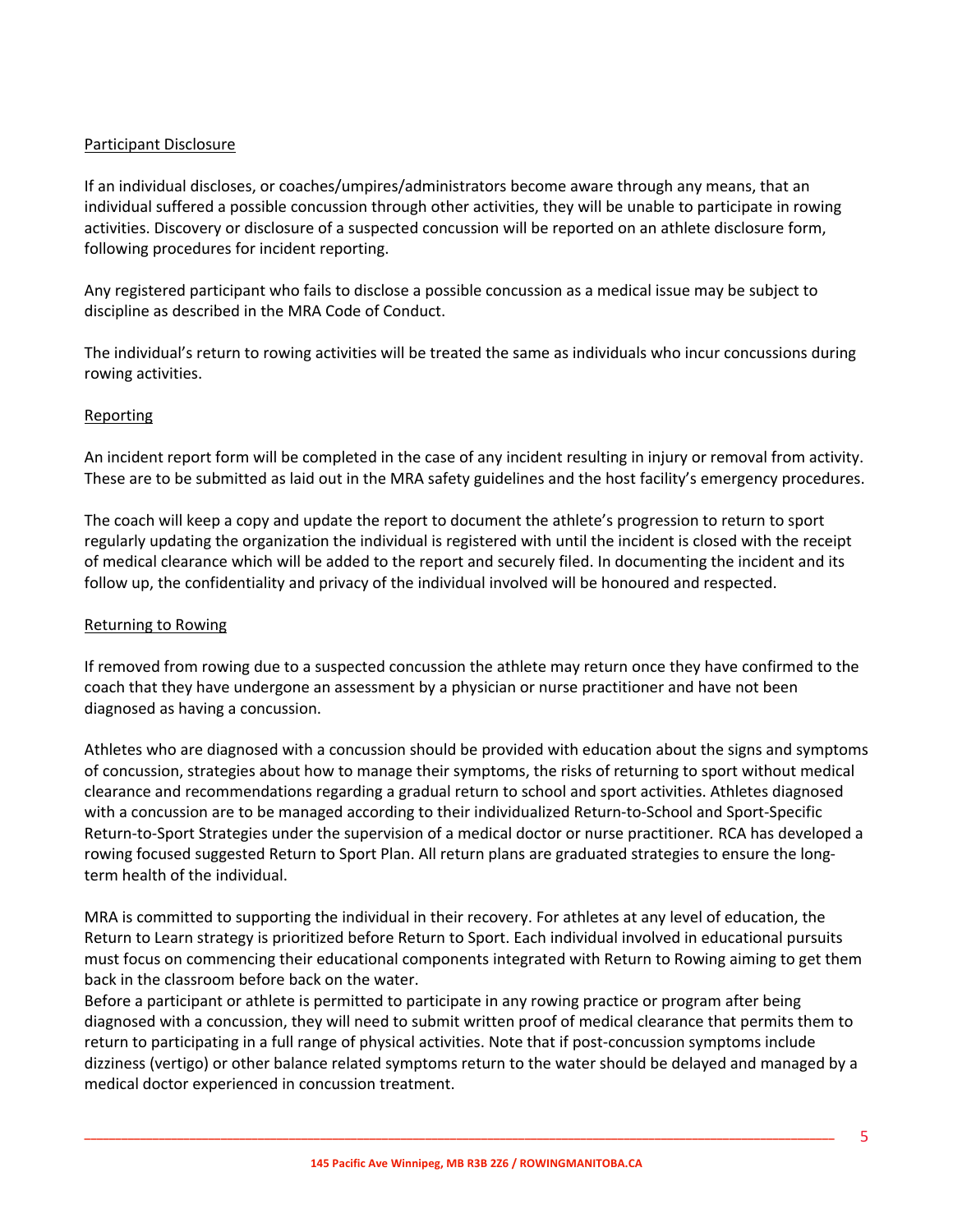### Participant Disclosure

If an individual discloses, or coaches/umpires/administrators become aware through any means, that an individual suffered a possible concussion through other activities, they will be unable to participate in rowing activities. Discovery or disclosure of a suspected concussion will be reported on an athlete disclosure form, following procedures for incident reporting.

Any registered participant who fails to disclose a possible concussion as a medical issue may be subject to discipline as described in the MRA Code of Conduct.

The individual's return to rowing activities will be treated the same as individuals who incur concussions during rowing activities.

### Reporting

An incident report form will be completed in the case of any incident resulting in injury or removal from activity. These are to be submitted as laid out in the MRA safety guidelines and the host facility's emergency procedures.

The coach will keep a copy and update the report to document the athlete's progression to return to sport regularly updating the organization the individual is registered with until the incident is closed with the receipt of medical clearance which will be added to the report and securely filed. In documenting the incident and its follow up, the confidentiality and privacy of the individual involved will be honoured and respected.

### Returning to Rowing

If removed from rowing due to a suspected concussion the athlete may return once they have confirmed to the coach that they have undergone an assessment by a physician or nurse practitioner and have not been diagnosed as having a concussion.

Athletes who are diagnosed with a concussion should be provided with education about the signs and symptoms of concussion, strategies about how to manage their symptoms, the risks of returning to sport without medical clearance and recommendations regarding a gradual return to school and sport activities. Athletes diagnosed with a concussion are to be managed according to their individualized Return-to-School and Sport-Specific Return-to-Sport Strategies under the supervision of a medical doctor or nurse practitioner. RCA has developed a rowing focused suggested Return to Sport Plan. All return plans are graduated strategies to ensure the long-term health of the individual.

MRA is committed to supporting the individual in their recovery. For athletes at any level of education, the Return to Learn strategy is prioritized before Return to Sport. Each individual involved in educational pursuits must focus on commencing their educational components integrated with Return to Rowing aiming to get them back in the classroom before back on the water.

Before a participant or athlete is permitted to participate in any rowing practice or program after being diagnosed with a concussion, they will need to submit written proof of medical clearance that permits them to return to participating in a full range of physical activities. Note that if post-concussion symptoms include dizziness (vertigo) or other balance related symptoms return to the water should be delayed and managed by a medical doctor experienced in concussion treatment.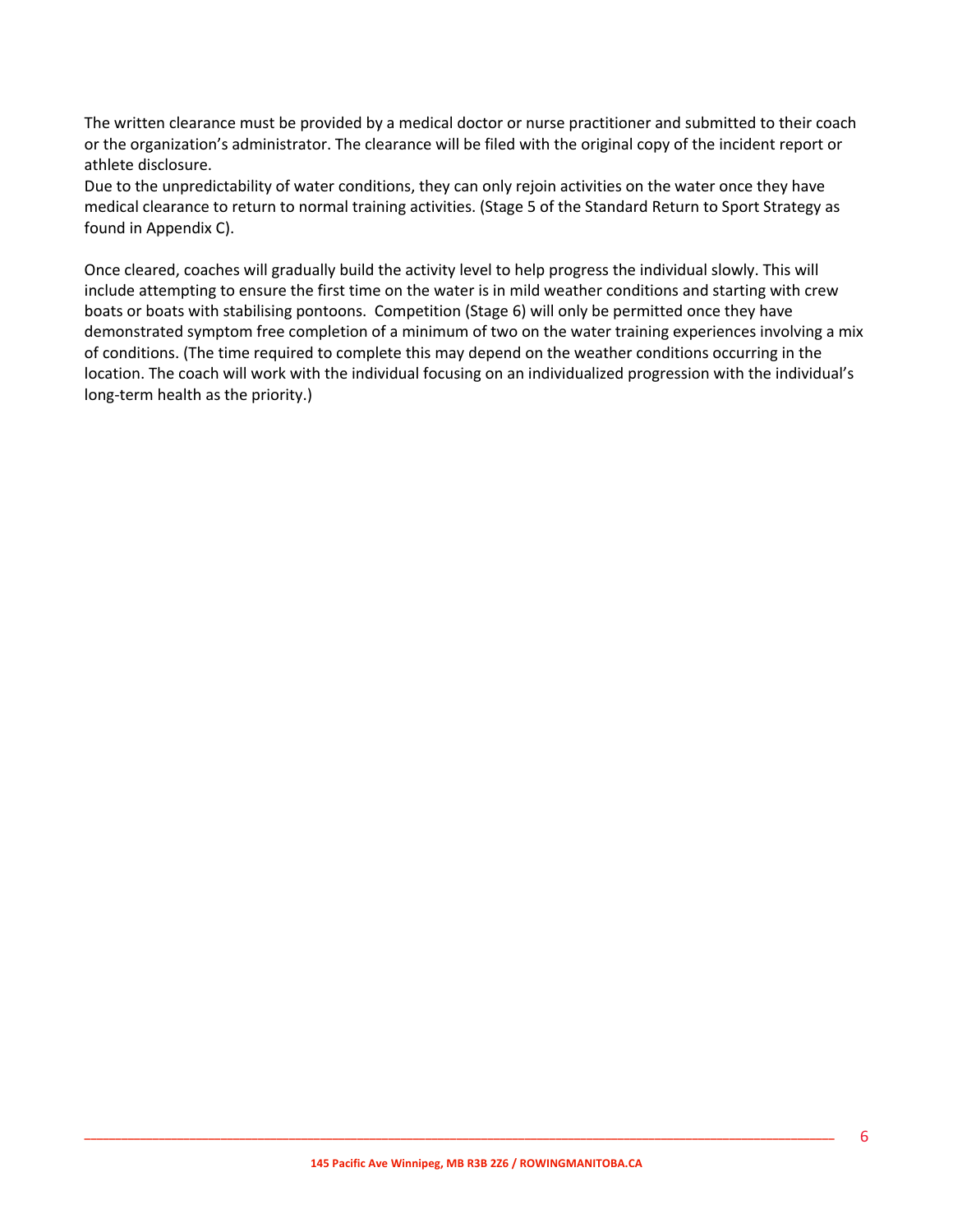The written clearance must be provided by a medical doctor or nurse practitioner and submitted to their coach or the organization's administrator. The clearance will be filed with the original copy of the incident report or athlete disclosure.
Due to the unpredictability of water conditions, they can only rejoin activities on the water once they have medical clearance to return to normal training activities. (Stage 5 of the Standard Return to Sport Strategy as found in Appendix C).

Once cleared, coaches will gradually build the activity level to help progress the individual slowly. This will include attempting to ensure the first time on the water is in mild weather conditions and starting with crew boats or boats with stabilising pontoons. Competition (Stage 6) will only be permitted once they have demonstrated symptom free completion of a minimum of two on the water training experiences involving a mix of conditions. (The time required to complete this may depend on the weather conditions occurring in the location. The coach will work with the individual focusing on an individualized progression with the individual's long-term health as the priority.)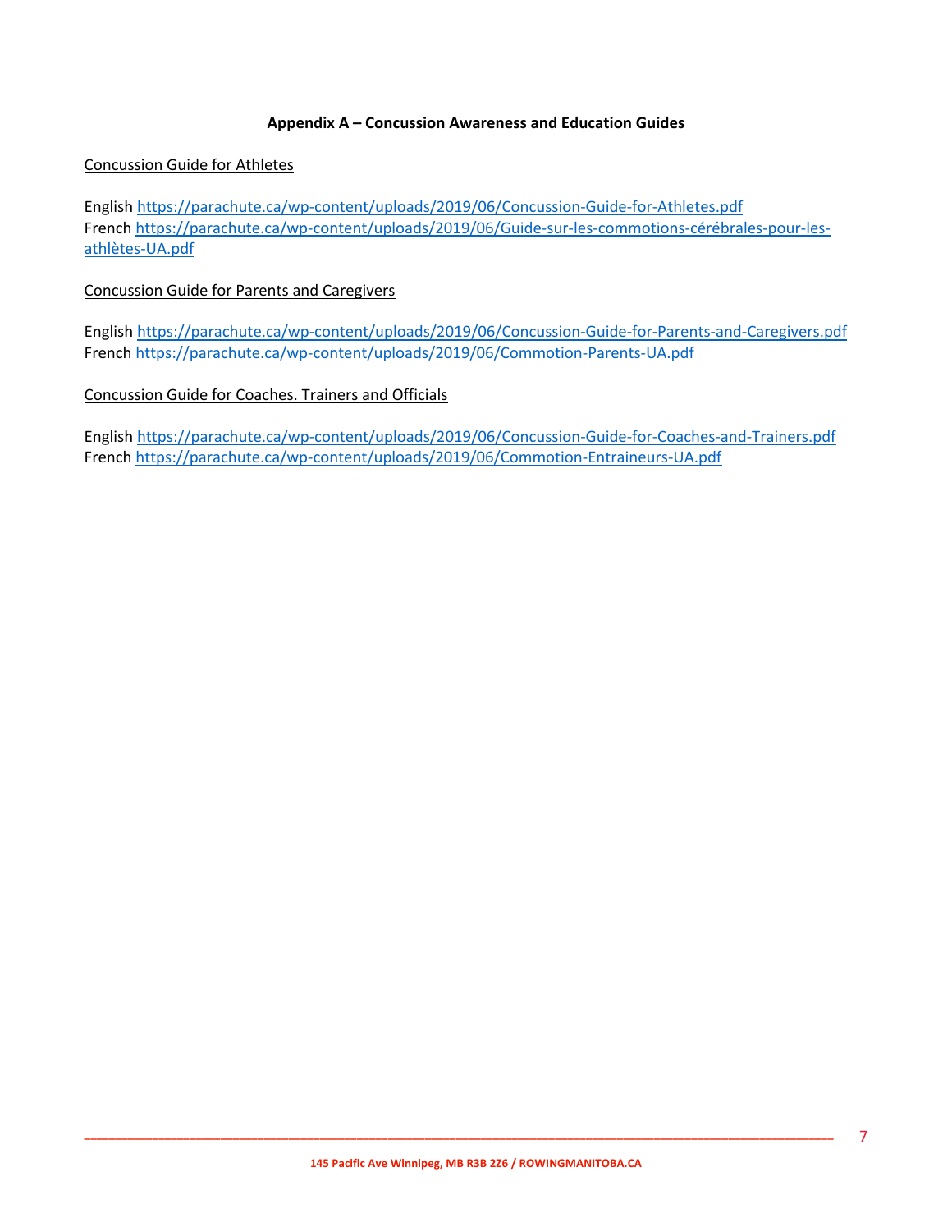**Appendix A – Concussion Awareness and Education Guides**

Concussion Guide for Athletes

English https://parachute.ca/wp-content/uploads/2019/06/Concussion-Guide-for-Athletes.pdf
French https://parachute.ca/wp-content/uploads/2019/06/Guide-sur-les-commotions-cérébrales-pour-les-athlètes-UA.pdf

Concussion Guide for Parents and Caregivers

English https://parachute.ca/wp-content/uploads/2019/06/Concussion-Guide-for-Parents-and-Caregivers.pdf
French https://parachute.ca/wp-content/uploads/2019/06/Commotion-Parents-UA.pdf

Concussion Guide for Coaches. Trainers and Officials

English https://parachute.ca/wp-content/uploads/2019/06/Concussion-Guide-for-Coaches-and-Trainers.pdf
French https://parachute.ca/wp-content/uploads/2019/06/Commotion-Entraineurs-UA.pdf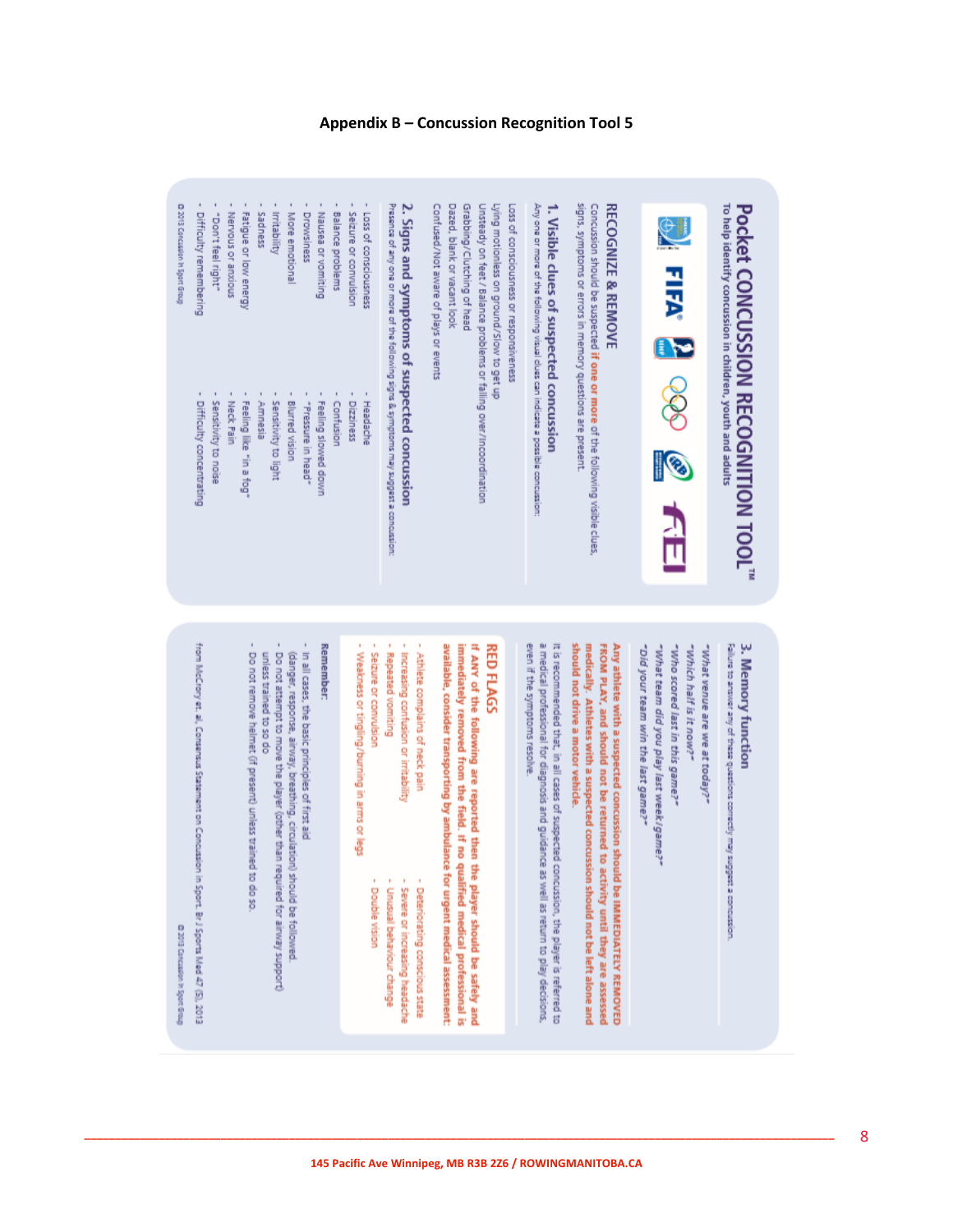## Appendix B – Concussion Recognition Tool 5

# Pocket CONCUSSION RECOGNITION TOOL™

To help identify concussion in children, youth and adults

### RECOGNIZE & REMOVE

Concussion should be suspected **if one or more** of the following visible clues, signs, symptoms or errors in memory questions are present.

### 1. Visible clues of suspected concussion

Any one or more of the following visual clues can indicate a possible concussion:

Loss of consciousness or responsiveness
Lying motionless on ground/slow to get up
Unsteady on feet / Balance problems or falling over/Incoordination
Grabbing/Clutching of head
Dazed, blank or vacant look
Confused/Not aware of plays or events

### 2. Signs and symptoms of suspected concussion

Presence of any one or more of the following signs & symptoms may suggest a concussion:

- Loss of consciousness
- Seizure or convulsion
- Balance problems
- Nausea or vomiting
- Drowsiness
- More emotional
- Irritability
- Sadness
- Fatigue or low energy
- Nervous or anxious
- "Don't feel right"
- Difficulty remembering
- Headache
- Dizziness
- Confusion
- Feeling slowed down
- "Pressure in head"
- Blurred vision
- Sensitivity to light
- Amnesia
- Feeling like "in a fog"
- Neck Pain
- Sensitivity to noise
- Difficulty concentrating

© 2013 Concussion in Sport Group

### 3. Memory function

Failure to answer any of these questions correctly may suggest a concussion.

*"What venue are we at today?"*
*"Which half is it now?"*
*"Who scored last in this game?"*
*"What team did you play last week/game?"*
*"Did your team win the last game?"*

**Any athlete with a suspected concussion should be IMMEDIATELY REMOVED FROM PLAY, and should not be returned to activity until they are assessed medically. Athletes with a suspected concussion should not be left alone and should not drive a motor vehicle.**

It is recommended that, in all cases of suspected concussion, the player is referred to a medical professional for diagnosis and guidance as well as return to play decisions, even if the symptoms resolve.

### RED FLAGS

**If ANY of the following are reported then the player should be safely and immediately removed from the field. If no qualified medical professional is available, consider transporting by ambulance for urgent medical assessment:**

- Athlete complains of neck pain
- Increasing confusion or irritability
- Repeated vomiting
- Seizure or convulsion
- Weakness or tingling/burning in arms or legs
- Deteriorating conscious state
- Severe or increasing headache
- Unusual behaviour change
- Double vision

### Remember:

- In all cases, the basic principles of first aid (danger, response, airway, breathing, circulation) should be followed.
- Do not attempt to move the player (other than required for airway support) unless trained to so do
- Do not remove helmet (if present) unless trained to do so.

from McCrory et. al, Consensus Statement on Concussion in Sport. Br J Sports Med 47 (5), 2013

© 2013 Concussion in Sport Group

145 Pacific Ave Winnipeg, MB R3B 2Z6 / ROWINGMANITOBA.CA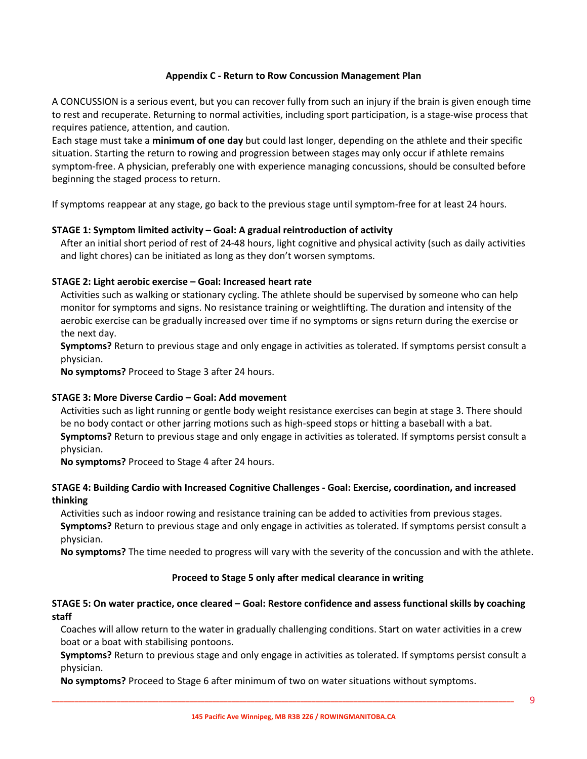## Appendix C - Return to Row Concussion Management Plan

A CONCUSSION is a serious event, but you can recover fully from such an injury if the brain is given enough time to rest and recuperate. Returning to normal activities, including sport participation, is a stage-wise process that requires patience, attention, and caution.
Each stage must take a **minimum of one day** but could last longer, depending on the athlete and their specific situation. Starting the return to rowing and progression between stages may only occur if athlete remains symptom-free. A physician, preferably one with experience managing concussions, should be consulted before beginning the staged process to return.

If symptoms reappear at any stage, go back to the previous stage until symptom-free for at least 24 hours.

**STAGE 1: Symptom limited activity – Goal: A gradual reintroduction of activity**

After an initial short period of rest of 24-48 hours, light cognitive and physical activity (such as daily activities and light chores) can be initiated as long as they don't worsen symptoms.

**STAGE 2: Light aerobic exercise – Goal: Increased heart rate**

Activities such as walking or stationary cycling. The athlete should be supervised by someone who can help monitor for symptoms and signs. No resistance training or weightlifting. The duration and intensity of the aerobic exercise can be gradually increased over time if no symptoms or signs return during the exercise or the next day.

**Symptoms?** Return to previous stage and only engage in activities as tolerated. If symptoms persist consult a physician.

**No symptoms?** Proceed to Stage 3 after 24 hours.

**STAGE 3: More Diverse Cardio – Goal: Add movement**

Activities such as light running or gentle body weight resistance exercises can begin at stage 3. There should be no body contact or other jarring motions such as high-speed stops or hitting a baseball with a bat.

**Symptoms?** Return to previous stage and only engage in activities as tolerated. If symptoms persist consult a physician.

**No symptoms?** Proceed to Stage 4 after 24 hours.

**STAGE 4: Building Cardio with Increased Cognitive Challenges - Goal: Exercise, coordination, and increased thinking**

Activities such as indoor rowing and resistance training can be added to activities from previous stages.

**Symptoms?** Return to previous stage and only engage in activities as tolerated. If symptoms persist consult a physician.

**No symptoms?** The time needed to progress will vary with the severity of the concussion and with the athlete.

**Proceed to Stage 5 only after medical clearance in writing**

**STAGE 5: On water practice, once cleared – Goal: Restore confidence and assess functional skills by coaching staff**

Coaches will allow return to the water in gradually challenging conditions. Start on water activities in a crew boat or a boat with stabilising pontoons.

**Symptoms?** Return to previous stage and only engage in activities as tolerated. If symptoms persist consult a physician.

**No symptoms?** Proceed to Stage 6 after minimum of two on water situations without symptoms.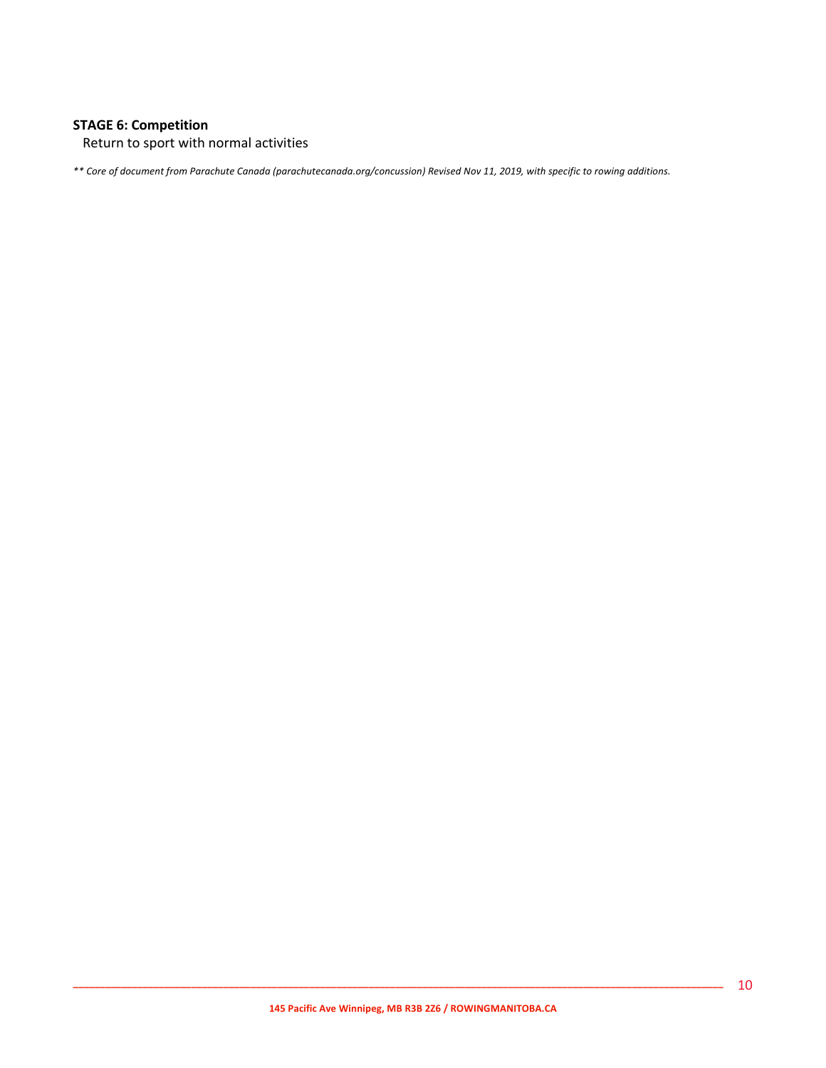**STAGE 6: Competition**

Return to sport with normal activities

*** Core of document from Parachute Canada (parachutecanada.org/concussion) Revised Nov 11, 2019, with specific to rowing additions.*